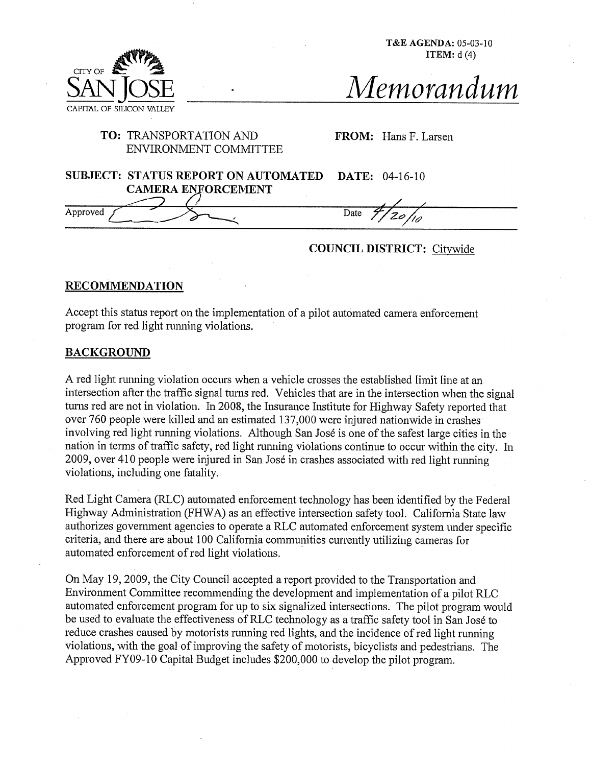T&E AGENDA: 05-03-10
ITEM: d (4)

CITY OF SAN JOSE
CAPITAL OF SILICON VALLEY

# Memorandum

**TO:** TRANSPORTATION AND ENVIRONMENT COMMITTEE

**FROM:** Hans F. Larsen

**SUBJECT:** STATUS REPORT ON AUTOMATED CAMERA ENFORCEMENT

**DATE:** 04-16-10

Approved

Date 4/20/10

**COUNCIL DISTRICT:** Citywide

## RECOMMENDATION

Accept this status report on the implementation of a pilot automated camera enforcement program for red light running violations.

## BACKGROUND

A red light running violation occurs when a vehicle crosses the established limit line at an intersection after the traffic signal turns red. Vehicles that are in the intersection when the signal turns red are not in violation. In 2008, the Insurance Institute for Highway Safety reported that over 760 people were killed and an estimated 137,000 were injured nationwide in crashes involving red light running violations. Although San José is one of the safest large cities in the nation in terms of traffic safety, red light running violations continue to occur within the city. In 2009, over 410 people were injured in San José in crashes associated with red light running violations, including one fatality.

Red Light Camera (RLC) automated enforcement technology has been identified by the Federal Highway Administration (FHWA) as an effective intersection safety tool. California State law authorizes government agencies to operate a RLC automated enforcement system under specific criteria, and there are about 100 California communities currently utilizing cameras for automated enforcement of red light violations.

On May 19, 2009, the City Council accepted a report provided to the Transportation and Environment Committee recommending the development and implementation of a pilot RLC automated enforcement program for up to six signalized intersections. The pilot program would be used to evaluate the effectiveness of RLC technology as a traffic safety tool in San José to reduce crashes caused by motorists running red lights, and the incidence of red light running violations, with the goal of improving the safety of motorists, bicyclists and pedestrians. The Approved FY09-10 Capital Budget includes $200,000 to develop the pilot program.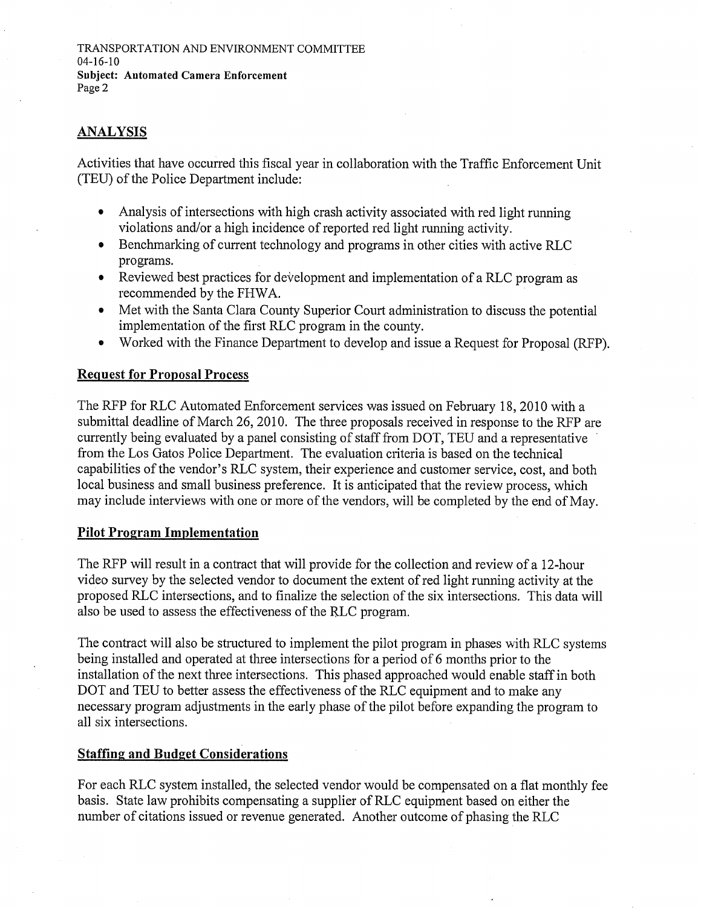## ANALYSIS

Activities that have occurred this fiscal year in collaboration with the Traffic Enforcement Unit (TEU) of the Police Department include:

- Analysis of intersections with high crash activity associated with red light running violations and/or a high incidence of reported red light running activity.
- Benchmarking of current technology and programs in other cities with active RLC programs.
- Reviewed best practices for development and implementation of a RLC program as recommended by the FHWA.
- Met with the Santa Clara County Superior Court administration to discuss the potential implementation of the first RLC program in the county.
- Worked with the Finance Department to develop and issue a Request for Proposal (RFP).

### Request for Proposal Process

The RFP for RLC Automated Enforcement services was issued on February 18, 2010 with a submittal deadline of March 26, 2010. The three proposals received in response to the RFP are currently being evaluated by a panel consisting of staff from DOT, TEU and a representative from the Los Gatos Police Department. The evaluation criteria is based on the technical capabilities of the vendor's RLC system, their experience and customer service, cost, and both local business and small business preference. It is anticipated that the review process, which may include interviews with one or more of the vendors, will be completed by the end of May.

### Pilot Program Implementation

The RFP will result in a contract that will provide for the collection and review of a 12-hour video survey by the selected vendor to document the extent of red light running activity at the proposed RLC intersections, and to finalize the selection of the six intersections. This data will also be used to assess the effectiveness of the RLC program.

The contract will also be structured to implement the pilot program in phases with RLC systems being installed and operated at three intersections for a period of 6 months prior to the installation of the next three intersections. This phased approached would enable staff in both DOT and TEU to better assess the effectiveness of the RLC equipment and to make any necessary program adjustments in the early phase of the pilot before expanding the program to all six intersections.

### Staffing and Budget Considerations

For each RLC system installed, the selected vendor would be compensated on a flat monthly fee basis. State law prohibits compensating a supplier of RLC equipment based on either the number of citations issued or revenue generated. Another outcome of phasing the RLC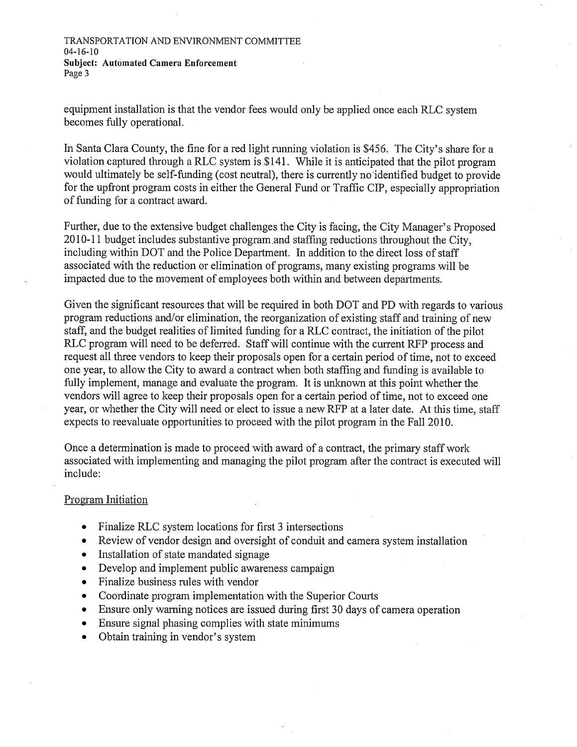equipment installation is that the vendor fees would only be applied once each RLC system becomes fully operational.

In Santa Clara County, the fine for a red light running violation is $456. The City's share for a violation captured through a RLC system is $141. While it is anticipated that the pilot program would ultimately be self-funding (cost neutral), there is currently no identified budget to provide for the upfront program costs in either the General Fund or Traffic CIP, especially appropriation of funding for a contract award.

Further, due to the extensive budget challenges the City is facing, the City Manager's Proposed 2010-11 budget includes substantive program and staffing reductions throughout the City, including within DOT and the Police Department. In addition to the direct loss of staff associated with the reduction or elimination of programs, many existing programs will be impacted due to the movement of employees both within and between departments.

Given the significant resources that will be required in both DOT and PD with regards to various program reductions and/or elimination, the reorganization of existing staff and training of new staff, and the budget realities of limited funding for a RLC contract, the initiation of the pilot RLC program will need to be deferred. Staff will continue with the current RFP process and request all three vendors to keep their proposals open for a certain period of time, not to exceed one year, to allow the City to award a contract when both staffing and funding is available to fully implement, manage and evaluate the program. It is unknown at this point whether the vendors will agree to keep their proposals open for a certain period of time, not to exceed one year, or whether the City will need or elect to issue a new RFP at a later date. At this time, staff expects to reevaluate opportunities to proceed with the pilot program in the Fall 2010.

Once a determination is made to proceed with award of a contract, the primary staff work associated with implementing and managing the pilot program after the contract is executed will include:

Program Initiation

- Finalize RLC system locations for first 3 intersections
- Review of vendor design and oversight of conduit and camera system installation
- Installation of state mandated signage
- Develop and implement public awareness campaign
- Finalize business rules with vendor
- Coordinate program implementation with the Superior Courts
- Ensure only warning notices are issued during first 30 days of camera operation
- Ensure signal phasing complies with state minimums
- Obtain training in vendor's system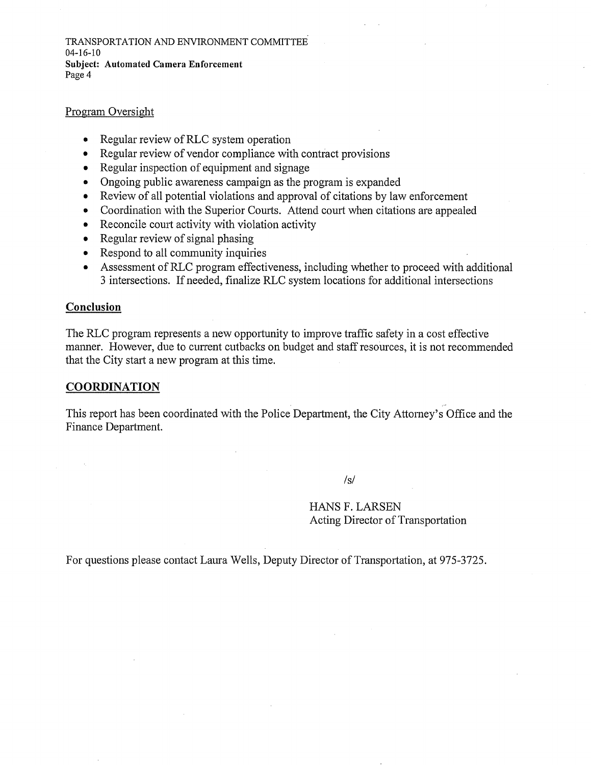Program Oversight

- Regular review of RLC system operation
- Regular review of vendor compliance with contract provisions
- Regular inspection of equipment and signage
- Ongoing public awareness campaign as the program is expanded
- Review of all potential violations and approval of citations by law enforcement
- Coordination with the Superior Courts. Attend court when citations are appealed
- Reconcile court activity with violation activity
- Regular review of signal phasing
- Respond to all community inquiries
- Assessment of RLC program effectiveness, including whether to proceed with additional 3 intersections. If needed, finalize RLC system locations for additional intersections

**Conclusion**

The RLC program represents a new opportunity to improve traffic safety in a cost effective manner. However, due to current cutbacks on budget and staff resources, it is not recommended that the City start a new program at this time.

## COORDINATION

This report has been coordinated with the Police Department, the City Attorney's Office and the Finance Department.

/s/

HANS F. LARSEN
Acting Director of Transportation

For questions please contact Laura Wells, Deputy Director of Transportation, at 975-3725.